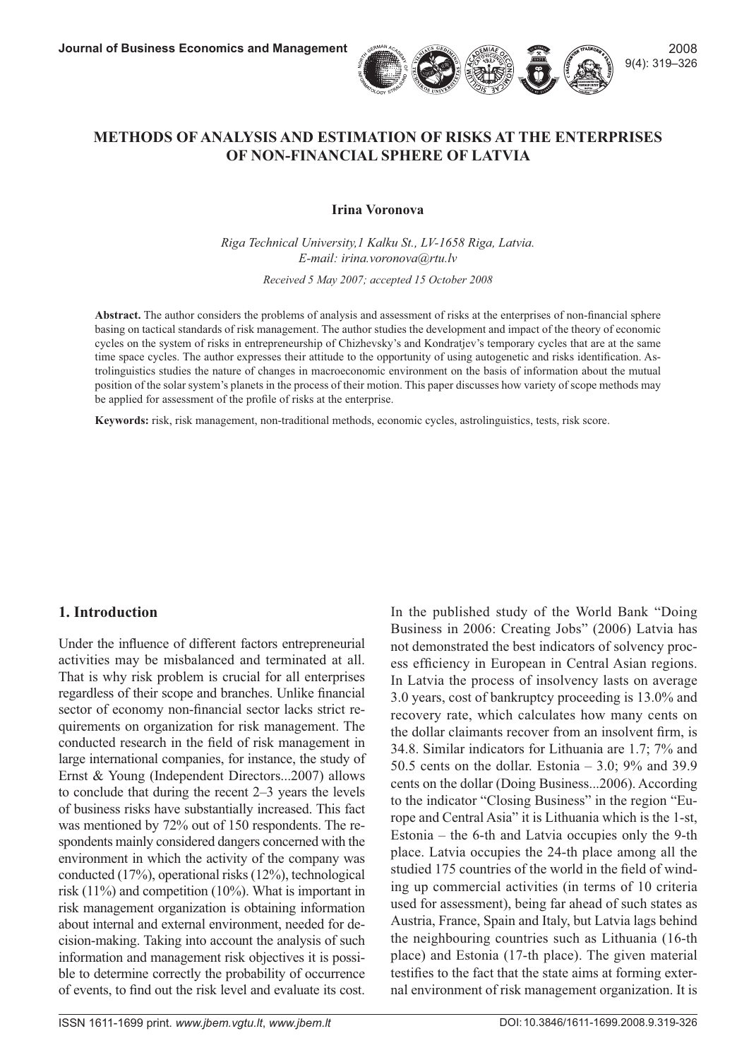# METHODS OF ANALYSIS AND ESTIMATION OF RISKS AT THE ENTERPRISES OF NON-FINANCIAL SPHERE OF LATVIA

**Irina Voronova**

*Riga Technical University,1 Kalku St., LV-1658 Riga, Latvia.*
*E-mail: irina.voronova@rtu.lv*

*Received 5 May 2007; accepted 15 October 2008*

**Abstract.** The author considers the problems of analysis and assessment of risks at the enterprises of non-financial sphere basing on tactical standards of risk management. The author studies the development and impact of the theory of economic cycles on the system of risks in entrepreneurship of Chizhevsky's and Kondratjev's temporary cycles that are at the same time space cycles. The author expresses their attitude to the opportunity of using autogenetic and risks identification. Astrolinguistics studies the nature of changes in macroeconomic environment on the basis of information about the mutual position of the solar system's planets in the process of their motion. This paper discusses how variety of scope methods may be applied for assessment of the profile of risks at the enterprise.

**Keywords:** risk, risk management, non-traditional methods, economic cycles, astrolinguistics, tests, risk score.

## 1. Introduction

Under the influence of different factors entrepreneurial activities may be misbalanced and terminated at all. That is why risk problem is crucial for all enterprises regardless of their scope and branches. Unlike financial sector of economy non-financial sector lacks strict requirements on organization for risk management. The conducted research in the field of risk management in large international companies, for instance, the study of Ernst & Young (Independent Directors...2007) allows to conclude that during the recent 2–3 years the levels of business risks have substantially increased. This fact was mentioned by 72% out of 150 respondents. The respondents mainly considered dangers concerned with the environment in which the activity of the company was conducted (17%), operational risks (12%), technological risk (11%) and competition (10%). What is important in risk management organization is obtaining information about internal and external environment, needed for decision-making. Taking into account the analysis of such information and management risk objectives it is possible to determine correctly the probability of occurrence of events, to find out the risk level and evaluate its cost.

In the published study of the World Bank "Doing Business in 2006: Creating Jobs" (2006) Latvia has not demonstrated the best indicators of solvency process efficiency in European in Central Asian regions. In Latvia the process of insolvency lasts on average 3.0 years, cost of bankruptcy proceeding is 13.0% and recovery rate, which calculates how many cents on the dollar claimants recover from an insolvent firm, is 34.8. Similar indicators for Lithuania are 1.7; 7% and 50.5 cents on the dollar. Estonia – 3.0; 9% and 39.9 cents on the dollar (Doing Business...2006). According to the indicator "Closing Business" in the region "Europe and Central Asia" it is Lithuania which is the 1-st, Estonia – the 6-th and Latvia occupies only the 9-th place. Latvia occupies the 24-th place among all the studied 175 countries of the world in the field of winding up commercial activities (in terms of 10 criteria used for assessment), being far ahead of such states as Austria, France, Spain and Italy, but Latvia lags behind the neighbouring countries such as Lithuania (16-th place) and Estonia (17-th place). The given material testifies to the fact that the state aims at forming external environment of risk management organization. It is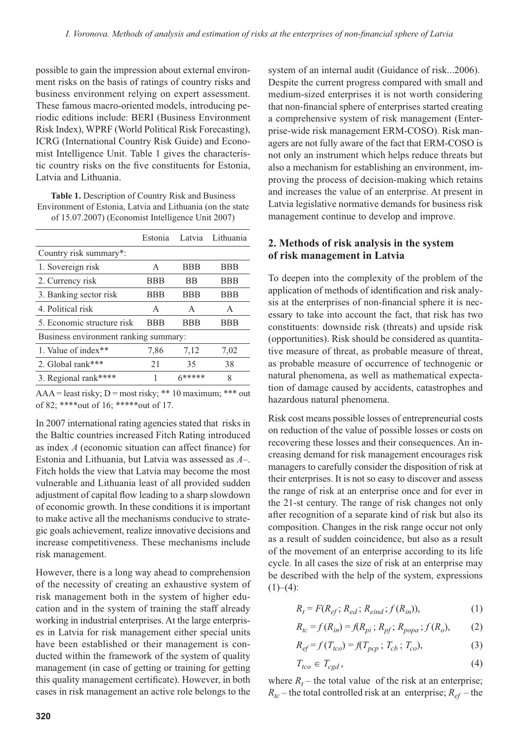possible to gain the impression about external environment risks on the basis of ratings of country risks and business environment relying on expert assessment. These famous macro-oriented models, introducing periodic editions include: BERI (Business Environment Risk Index), WPRF (World Political Risk Forecasting), ICRG (International Country Risk Guide) and Economist Intelligence Unit. Table 1 gives the characteristic country risks on the five constituents for Estonia, Latvia and Lithuania.

**Table 1.** Description of Country Risk and Business Environment of Estonia, Latvia and Lithuania (on the state of 15.07.2007) (Economist Intelligence Unit 2007)

| | Estonia | Latvia | Lithuania |
|---|---|---|---|
| Country risk summary*: | | | |
| 1. Sovereign risk | A | BBB | BBB |
| 2. Currency risk | BBB | BB | BBB |
| 3. Banking sector risk | BBB | BBB | BBB |
| 4. Political risk | A | A | A |
| 5. Economic structure risk | BBB | BBB | BBB |
| Business environment ranking summary: | | | |
| 1. Value of index** | 7,86 | 7,12 | 7,02 |
| 2. Global rank*** | 21 | 35 | 38 |
| 3. Regional rank**** | 1 | 6***** | 8 |

AAA = least risky; D = most risky; ** 10 maximum; *** out of 82; ****out of 16; *****out of 17.

In 2007 international rating agencies stated that risks in the Baltic countries increased Fitch Rating introduced as index *A* (economic situation can affect finance) for Estonia and Lithuania, but Latvia was assessed as *A–*. Fitch holds the view that Latvia may become the most vulnerable and Lithuania least of all provided sudden adjustment of capital flow leading to a sharp slowdown of economic growth. In these conditions it is important to make active all the mechanisms conducive to strategic goals achievement, realize innovative decisions and increase competitiveness. These mechanisms include risk management.

However, there is a long way ahead to comprehension of the necessity of creating an exhaustive system of risk management both in the system of higher education and in the system of training the staff already working in industrial enterprises. At the large enterprises in Latvia for risk management either special units have been established or their management is conducted within the framework of the system of quality management (in case of getting or training for getting this quality management certificate). However, in both cases in risk management an active role belongs to the system of an internal audit (Guidance of risk...2006). Despite the current progress compared with small and medium-sized enterprises it is not worth considering that non-financial sphere of enterprises started creating a comprehensive system of risk management (Enterprise-wide risk management ERM-COSO). Risk managers are not fully aware of the fact that ERM-COSO is not only an instrument which helps reduce threats but also a mechanism for establishing an environment, improving the process of decision-making which retains and increases the value of an enterprise. At present in Latvia legislative normative demands for business risk management continue to develop and improve.

## 2. Methods of risk analysis in the system of risk management in Latvia

To deepen into the complexity of the problem of the application of methods of identification and risk analysis at the enterprises of non-financial sphere it is necessary to take into account the fact, that risk has two constituents: downside risk (threats) and upside risk (opportunities). Risk should be considered as quantitative measure of threat, as probable measure of threat, as probable measure of occurrence of technogenic or natural phenomena, as well as mathematical expectation of damage caused by accidents, catastrophes and hazardous natural phenomena.

Risk cost means possible losses of entrepreneurial costs on reduction of the value of possible losses or costs on recovering these losses and their consequences. An increasing demand for risk management encourages risk managers to carefully consider the disposition of risk at their enterprises. It is not so easy to discover and assess the range of risk at an enterprise once and for ever in the 21-st century. The range of risk changes not only after recognition of a separate kind of risk but also its composition. Changes in the risk range occur not only as a result of sudden coincidence, but also as a result of the movement of an enterprise according to its life cycle. In all cases the size of risk at an enterprise may be described with the help of the system, expressions (1)–(4):

$$R_t = F(R_{ef}\,;\, R_{ed}\,;\, R_{eind}\,;\, f\,(R_{in})), \tag{1}$$

$$R_{tc} = f\,(R_{in}) = f(R_{pi}\,;\, R_{pf}\,;\, R_{popa}\,;\, f\,(R_o), \tag{2}$$

$$R_{ef} = f\,(T_{tco}) = f(T_{pcp}\,;\, T_{cb}\,;\, T_{co}), \tag{3}$$

$$T_{tco} \in T_{cgd}\,, \tag{4}$$

where $R_t$ – the total value of the risk at an enterprise; $R_{tc}$ – the total controlled risk at an enterprise; $R_{ef}$ – the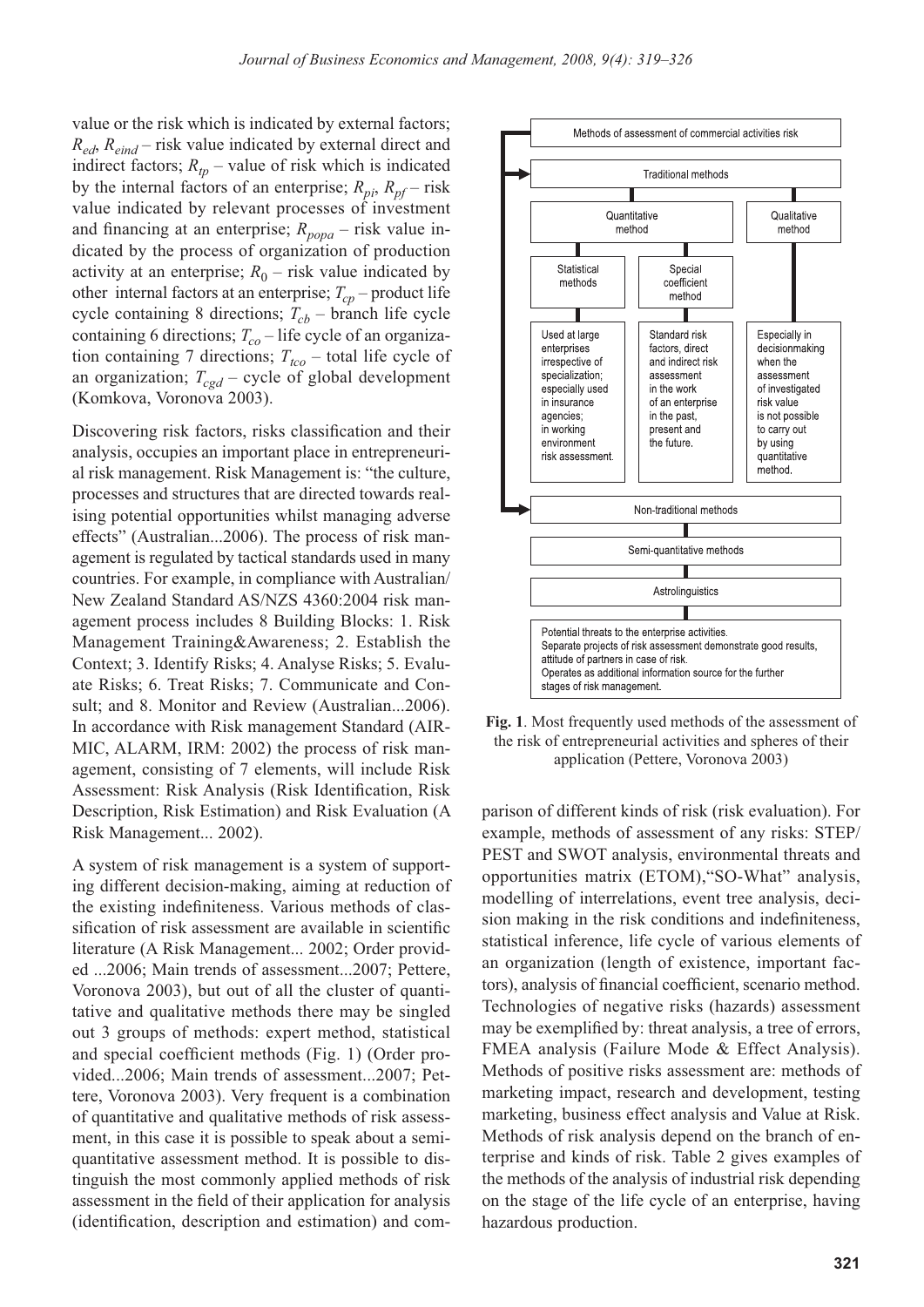value or the risk which is indicated by external factors; $R_{ed}$, $R_{eind}$ – risk value indicated by external direct and indirect factors; $R_{tp}$ – value of risk which is indicated by the internal factors of an enterprise; $R_{pi}$, $R_{pf}$ – risk value indicated by relevant processes of investment and financing at an enterprise; $R_{popa}$ – risk value indicated by the process of organization of production activity at an enterprise; $R_0$ – risk value indicated by other internal factors at an enterprise; $T_{cp}$ – product life cycle containing 8 directions; $T_{cb}$ – branch life cycle containing 6 directions; $T_{co}$ – life cycle of an organization containing 7 directions; $T_{tco}$ – total life cycle of an organization; $T_{cgd}$ – cycle of global development (Komkova, Voronova 2003).

Discovering risk factors, risks classification and their analysis, occupies an important place in entrepreneurial risk management. Risk Management is: "the culture, processes and structures that are directed towards realising potential opportunities whilst managing adverse effects" (Australian...2006). The process of risk management is regulated by tactical standards used in many countries. For example, in compliance with Australian/New Zealand Standard AS/NZS 4360:2004 risk management process includes 8 Building Blocks: 1. Risk Management Training&Awareness; 2. Establish the Context; 3. Identify Risks; 4. Analyse Risks; 5. Evaluate Risks; 6. Treat Risks; 7. Communicate and Consult; and 8. Monitor and Review (Australian...2006). In accordance with Risk management Standard (AIRMIC, ALARM, IRM: 2002) the process of risk management, consisting of 7 elements, will include Risk Assessment: Risk Analysis (Risk Identification, Risk Description, Risk Estimation) and Risk Evaluation (A Risk Management... 2002).

A system of risk management is a system of supporting different decision-making, aiming at reduction of the existing indefiniteness. Various methods of classification of risk assessment are available in scientific literature (A Risk Management... 2002; Order provided ...2006; Main trends of assessment...2007; Pettere, Voronova 2003), but out of all the cluster of quantitative and qualitative methods there may be singled out 3 groups of methods: expert method, statistical and special coefficient methods (Fig. 1) (Order provided...2006; Main trends of assessment...2007; Pettere, Voronova 2003). Very frequent is a combination of quantitative and qualitative methods of risk assessment, in this case it is possible to speak about a semi-quantitative assessment method. It is possible to distinguish the most commonly applied methods of risk assessment in the field of their application for analysis (identification, description and estimation) and comparison of different kinds of risk (risk evaluation). For example, methods of assessment of any risks: STEP/PEST and SWOT analysis, environmental threats and opportunities matrix (ETOM),"SO-What" analysis, modelling of interrelations, event tree analysis, decision making in the risk conditions and indefiniteness, statistical inference, life cycle of various elements of an organization (length of existence, important factors), analysis of financial coefficient, scenario method. Technologies of negative risks (hazards) assessment may be exemplified by: threat analysis, a tree of errors, FMEA analysis (Failure Mode & Effect Analysis). Methods of positive risks assessment are: methods of marketing impact, research and development, testing marketing, business effect analysis and Value at Risk. Methods of risk analysis depend on the branch of enterprise and kinds of risk. Table 2 gives examples of the methods of the analysis of industrial risk depending on the stage of the life cycle of an enterprise, having hazardous production.

Methods of assessment of commercial activities risk

- Traditional methods
  - Quantitative method
    - Statistical methods: Used at large enterprises irrespective of specialization; especially used in insurance agencies; in working environment risk assessment.
    - Special coefficient method: Standard risk factors, direct and indirect risk assessment in the work of an enterprise in the past, present and the future.
  - Qualitative method: Especially in decisionmaking when the assessment of investigated risk value is not possible to carry out by using quantitative method.
- Non-traditional methods
  - Semi-quantitative methods
  - Astrolinguistics
  - Potential threats to the enterprise activities. Separate projects of risk assessment demonstrate good results, attitude of partners in case of risk. Operates as additional information source for the further stages of risk management.

**Fig. 1**. Most frequently used methods of the assessment of the risk of entrepreneurial activities and spheres of their application (Pettere, Voronova 2003)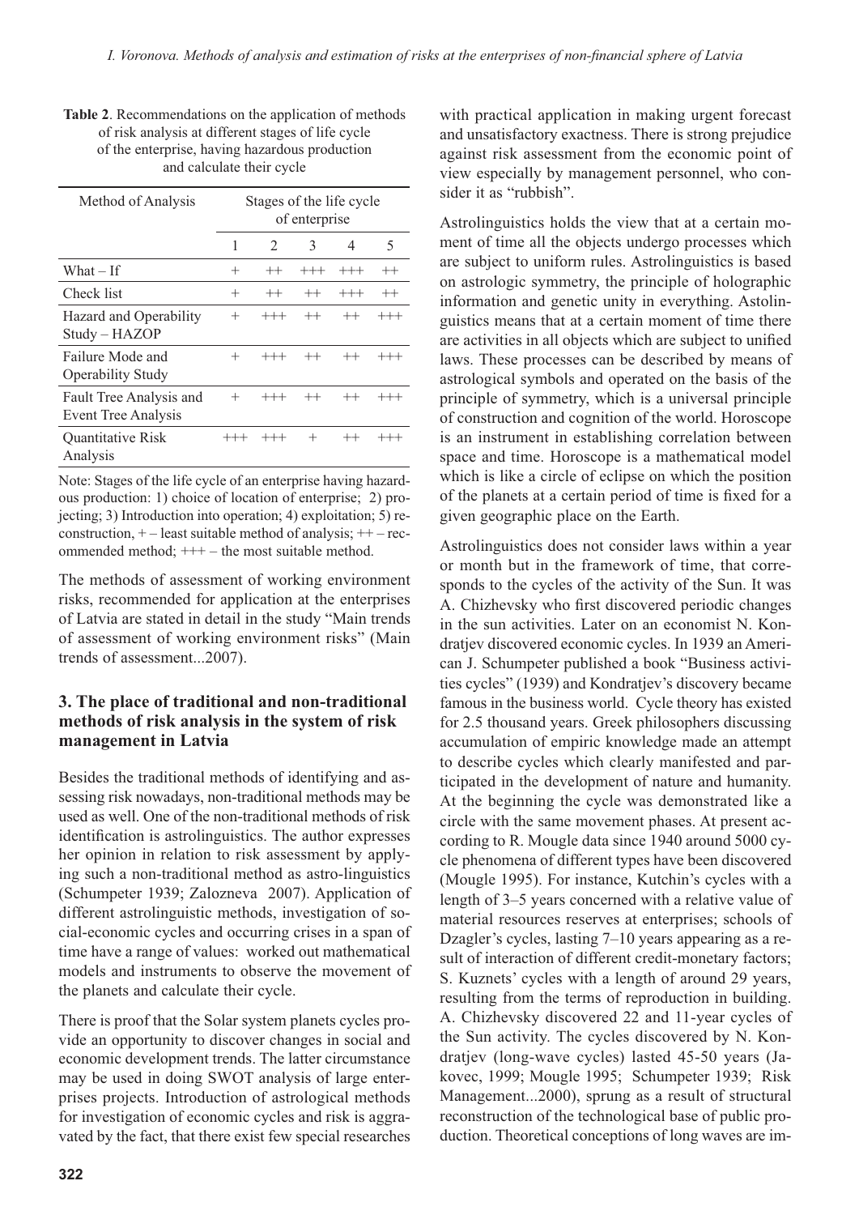**Table 2**. Recommendations on the application of methods of risk analysis at different stages of life cycle of the enterprise, having hazardous production and calculate their cycle

| Method of Analysis | Stages of the life cycle of enterprise | | | | |
|---|---|---|---|---|---|
| | 1 | 2 | 3 | 4 | 5 |
| What – If | + | ++ | +++ | +++ | ++ |
| Check list | + | ++ | ++ | +++ | ++ |
| Hazard and Operability Study – HAZOP | + | +++ | ++ | ++ | +++ |
| Failure Mode and Operability Study | + | +++ | ++ | ++ | +++ |
| Fault Tree Analysis and Event Tree Analysis | + | +++ | ++ | ++ | +++ |
| Quantitative Risk Analysis | +++ | +++ | + | ++ | +++ |

Note: Stages of the life cycle of an enterprise having hazardous production: 1) choice of location of enterprise; 2) projecting; 3) Introduction into operation; 4) exploitation; 5) reconstruction, + – least suitable method of analysis; ++ – recommended method; +++ – the most suitable method.

The methods of assessment of working environment risks, recommended for application at the enterprises of Latvia are stated in detail in the study "Main trends of assessment of working environment risks" (Main trends of assessment...2007).

## 3. The place of traditional and non-traditional methods of risk analysis in the system of risk management in Latvia

Besides the traditional methods of identifying and assessing risk nowadays, non-traditional methods may be used as well. One of the non-traditional methods of risk identification is astrolinguistics. The author expresses her opinion in relation to risk assessment by applying such a non-traditional method as astro-linguistics (Schumpeter 1939; Zalozneva 2007). Application of different astrolinguistic methods, investigation of social-economic cycles and occurring crises in a span of time have a range of values: worked out mathematical models and instruments to observe the movement of the planets and calculate their cycle.

There is proof that the Solar system planets cycles provide an opportunity to discover changes in social and economic development trends. The latter circumstance may be used in doing SWOT analysis of large enterprises projects. Introduction of astrological methods for investigation of economic cycles and risk is aggravated by the fact, that there exist few special researches with practical application in making urgent forecast and unsatisfactory exactness. There is strong prejudice against risk assessment from the economic point of view especially by management personnel, who consider it as "rubbish".

Astrolinguistics holds the view that at a certain moment of time all the objects undergo processes which are subject to uniform rules. Astrolinguistics is based on astrologic symmetry, the principle of holographic information and genetic unity in everything. Astolinguistics means that at a certain moment of time there are activities in all objects which are subject to unified laws. These processes can be described by means of astrological symbols and operated on the basis of the principle of symmetry, which is a universal principle of construction and cognition of the world. Horoscope is an instrument in establishing correlation between space and time. Horoscope is a mathematical model which is like a circle of eclipse on which the position of the planets at a certain period of time is fixed for a given geographic place on the Earth.

Astrolinguistics does not consider laws within a year or month but in the framework of time, that corresponds to the cycles of the activity of the Sun. It was A. Chizhevsky who first discovered periodic changes in the sun activities. Later on an economist N. Kondratjev discovered economic cycles. In 1939 an American J. Schumpeter published a book "Business activities cycles" (1939) and Kondratjev's discovery became famous in the business world. Cycle theory has existed for 2.5 thousand years. Greek philosophers discussing accumulation of empiric knowledge made an attempt to describe cycles which clearly manifested and participated in the development of nature and humanity. At the beginning the cycle was demonstrated like a circle with the same movement phases. At present according to R. Mougle data since 1940 around 5000 cycle phenomena of different types have been discovered (Mougle 1995). For instance, Kutchin's cycles with a length of 3–5 years concerned with a relative value of material resources reserves at enterprises; schools of Dzagler's cycles, lasting 7–10 years appearing as a result of interaction of different credit-monetary factors; S. Kuznets' cycles with a length of around 29 years, resulting from the terms of reproduction in building. A. Chizhevsky discovered 22 and 11-year cycles of the Sun activity. The cycles discovered by N. Kondratjev (long-wave cycles) lasted 45-50 years (Jakovec, 1999; Mougle 1995; Schumpeter 1939; Risk Management...2000), sprung as a result of structural reconstruction of the technological base of public production. Theoretical conceptions of long waves are im-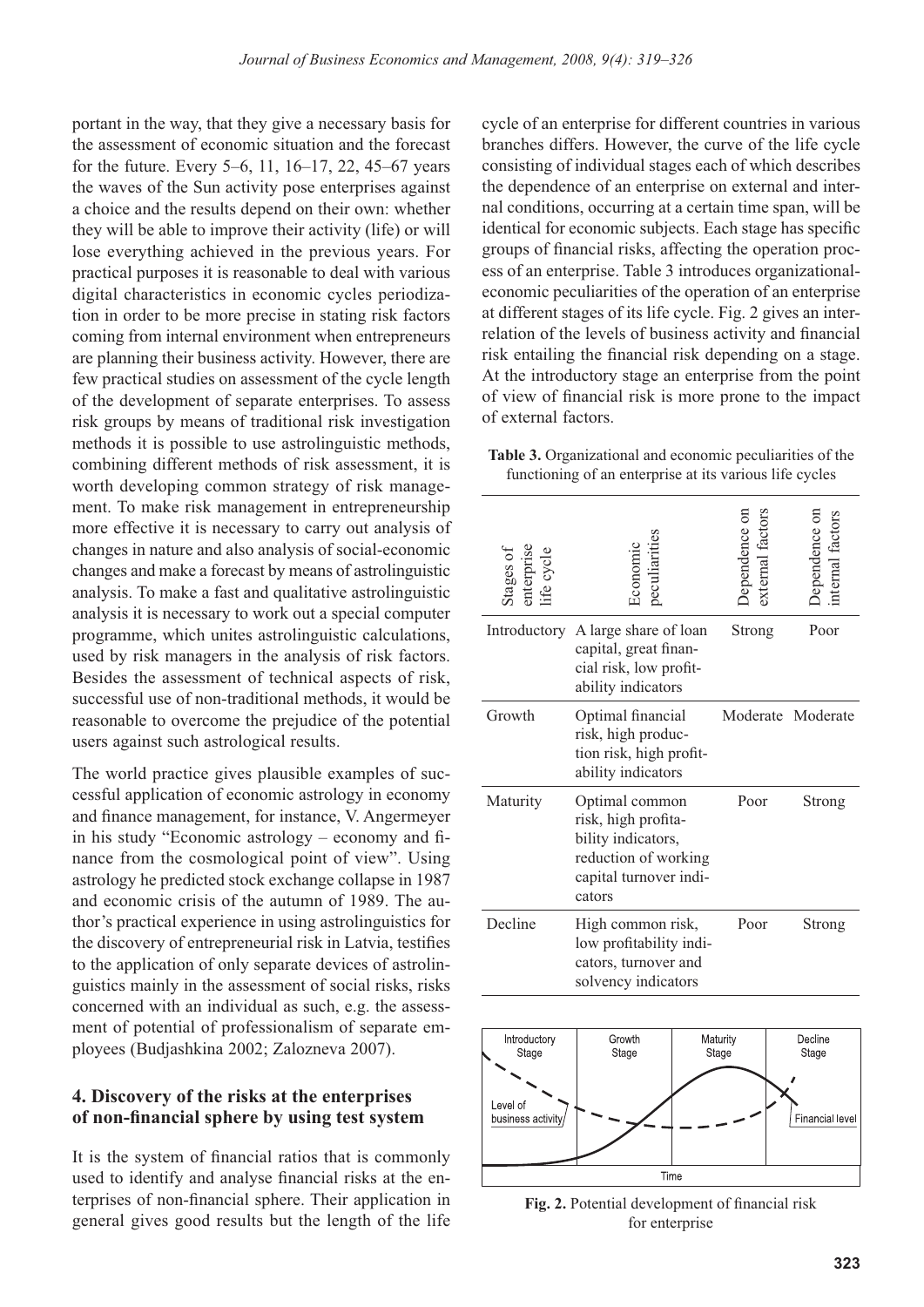portant in the way, that they give a necessary basis for the assessment of economic situation and the forecast for the future. Every 5–6, 11, 16–17, 22, 45–67 years the waves of the Sun activity pose enterprises against a choice and the results depend on their own: whether they will be able to improve their activity (life) or will lose everything achieved in the previous years. For practical purposes it is reasonable to deal with various digital characteristics in economic cycles periodization in order to be more precise in stating risk factors coming from internal environment when entrepreneurs are planning their business activity. However, there are few practical studies on assessment of the cycle length of the development of separate enterprises. To assess risk groups by means of traditional risk investigation methods it is possible to use astrolinguistic methods, combining different methods of risk assessment, it is worth developing common strategy of risk management. To make risk management in entrepreneurship more effective it is necessary to carry out analysis of changes in nature and also analysis of social-economic changes and make a forecast by means of astrolinguistic analysis. To make a fast and qualitative astrolinguistic analysis it is necessary to work out a special computer programme, which unites astrolinguistic calculations, used by risk managers in the analysis of risk factors. Besides the assessment of technical aspects of risk, successful use of non-traditional methods, it would be reasonable to overcome the prejudice of the potential users against such astrological results.

The world practice gives plausible examples of successful application of economic astrology in economy and finance management, for instance, V. Angermeyer in his study "Economic astrology – economy and finance from the cosmological point of view". Using astrology he predicted stock exchange collapse in 1987 and economic crisis of the autumn of 1989. The author's practical experience in using astrolinguistics for the discovery of entrepreneurial risk in Latvia, testifies to the application of only separate devices of astrolinguistics mainly in the assessment of social risks, risks concerned with an individual as such, e.g. the assessment of potential of professionalism of separate employees (Budjashkina 2002; Zalozneva 2007).

## 4. Discovery of the risks at the enterprises of non-financial sphere by using test system

It is the system of financial ratios that is commonly used to identify and analyse financial risks at the enterprises of non-financial sphere. Their application in general gives good results but the length of the life cycle of an enterprise for different countries in various branches differs. However, the curve of the life cycle consisting of individual stages each of which describes the dependence of an enterprise on external and internal conditions, occurring at a certain time span, will be identical for economic subjects. Each stage has specific groups of financial risks, affecting the operation process of an enterprise. Table 3 introduces organizational-economic peculiarities of the operation of an enterprise at different stages of its life cycle. Fig. 2 gives an interrelation of the levels of business activity and financial risk entailing the financial risk depending on a stage. At the introductory stage an enterprise from the point of view of financial risk is more prone to the impact of external factors.

**Table 3.** Organizational and economic peculiarities of the functioning of an enterprise at its various life cycles

| Stages of enterprise life cycle | Economic peculiarities | Dependence on external factors | Dependence on internal factors |
|---|---|---|---|
| Introductory | A large share of loan capital, great financial risk, low profitability indicators | Strong | Poor |
| Growth | Optimal financial risk, high production risk, high profitability indicators | Moderate | Moderate |
| Maturity | Optimal common risk, high profitability indicators, reduction of working capital turnover indicators | Poor | Strong |
| Decline | High common risk, low profitability indicators, turnover and solvency indicators | Poor | Strong |

Introductory Stage

Growth Stage

Maturity Stage

Decline Stage

Level of business activity

Financial level

Time

**Fig. 2.** Potential development of financial risk for enterprise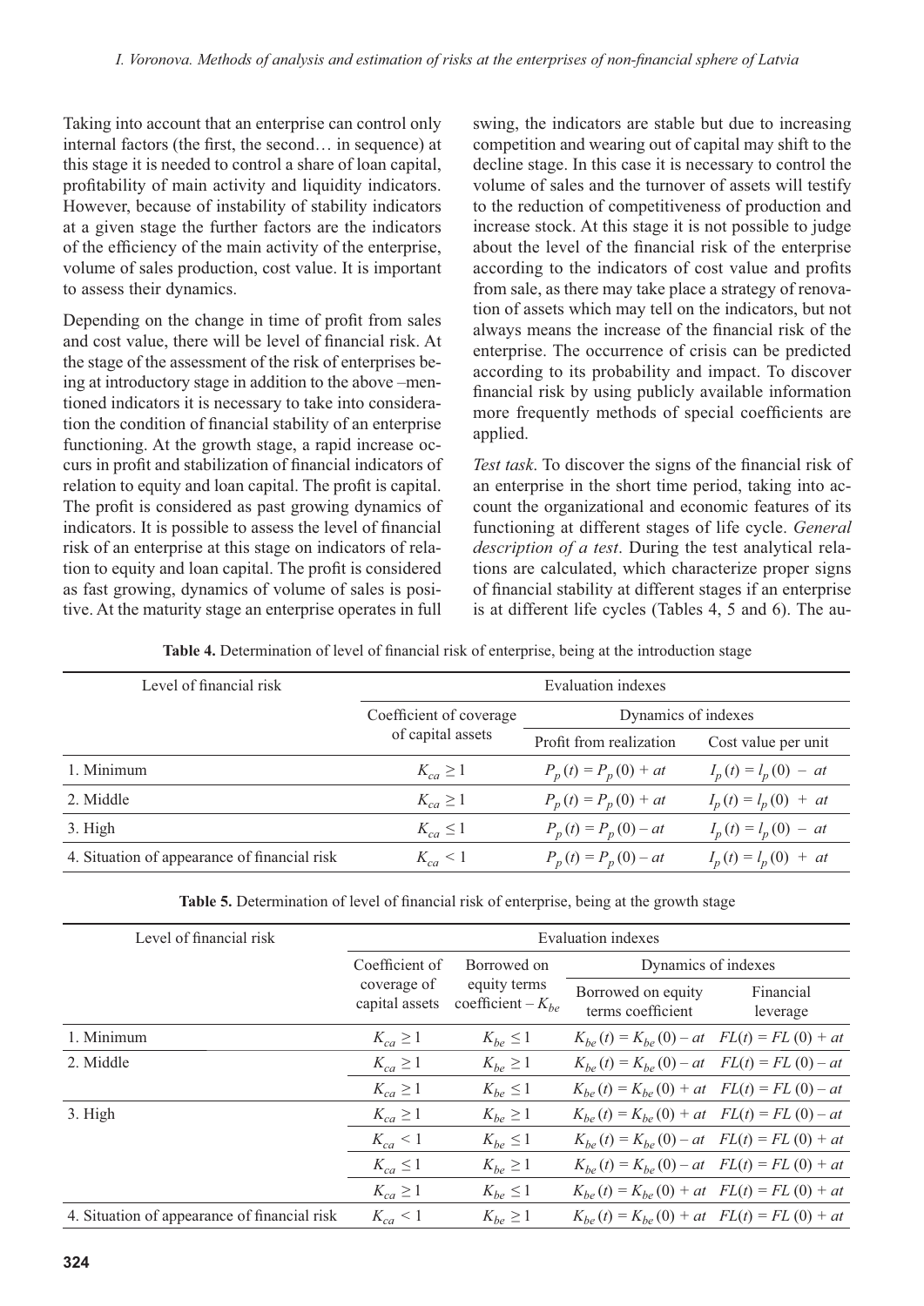Taking into account that an enterprise can control only internal factors (the first, the second… in sequence) at this stage it is needed to control a share of loan capital, profitability of main activity and liquidity indicators. However, because of instability of stability indicators at a given stage the further factors are the indicators of the efficiency of the main activity of the enterprise, volume of sales production, cost value. It is important to assess their dynamics.

Depending on the change in time of profit from sales and cost value, there will be level of financial risk. At the stage of the assessment of the risk of enterprises being at introductory stage in addition to the above –mentioned indicators it is necessary to take into consideration the condition of financial stability of an enterprise functioning. At the growth stage, a rapid increase occurs in profit and stabilization of financial indicators of relation to equity and loan capital. The profit is capital. The profit is considered as past growing dynamics of indicators. It is possible to assess the level of financial risk of an enterprise at this stage on indicators of relation to equity and loan capital. The profit is considered as fast growing, dynamics of volume of sales is positive. At the maturity stage an enterprise operates in full swing, the indicators are stable but due to increasing competition and wearing out of capital may shift to the decline stage. In this case it is necessary to control the volume of sales and the turnover of assets will testify to the reduction of competitiveness of production and increase stock. At this stage it is not possible to judge about the level of the financial risk of the enterprise according to the indicators of cost value and profits from sale, as there may take place a strategy of renovation of assets which may tell on the indicators, but not always means the increase of the financial risk of the enterprise. The occurrence of crisis can be predicted according to its probability and impact. To discover financial risk by using publicly available information more frequently methods of special coefficients are applied.

*Test task*. To discover the signs of the financial risk of an enterprise in the short time period, taking into account the organizational and economic features of its functioning at different stages of life cycle. *General description of a test*. During the test analytical relations are calculated, which characterize proper signs of financial stability at different stages if an enterprise is at different life cycles (Tables 4, 5 and 6). The au-

**Table 4.** Determination of level of financial risk of enterprise, being at the introduction stage

| Level of financial risk | Evaluation indexes | | |
|---|---|---|---|
| | Coefficient of coverage of capital assets | Dynamics of indexes | |
| | | Profit from realization | Cost value per unit |
| 1. Minimum | $K_{ca} \geq 1$ | $P_p(t) = P_p(0) + at$ | $I_p(t) = l_p(0) - at$ |
| 2. Middle | $K_{ca} \geq 1$ | $P_p(t) = P_p(0) + at$ | $I_p(t) = l_p(0) + at$ |
| 3. High | $K_{ca} \leq 1$ | $P_p(t) = P_p(0) - at$ | $I_p(t) = l_p(0) - at$ |
| 4. Situation of appearance of financial risk | $K_{ca} < 1$ | $P_p(t) = P_p(0) - at$ | $I_p(t) = l_p(0) + at$ |

**Table 5.** Determination of level of financial risk of enterprise, being at the growth stage

| Level of financial risk | Evaluation indexes | | | |
|---|---|---|---|---|
| | Coefficient of coverage of capital assets | Borrowed on equity terms coefficient – $K_{be}$ | Dynamics of indexes | |
| | | | Borrowed on equity terms coefficient | Financial leverage |
| 1. Minimum | $K_{ca} \geq 1$ | $K_{be} \leq 1$ | $K_{be}(t) = K_{be}(0) - at$ | $FL(t) = FL(0) + at$ |
| 2. Middle | $K_{ca} \geq 1$ | $K_{be} \geq 1$ | $K_{be}(t) = K_{be}(0) - at$ | $FL(t) = FL(0) - at$ |
| | $K_{ca} \geq 1$ | $K_{be} \leq 1$ | $K_{be}(t) = K_{be}(0) + at$ | $FL(t) = FL(0) - at$ |
| 3. High | $K_{ca} \geq 1$ | $K_{be} \geq 1$ | $K_{be}(t) = K_{be}(0) + at$ | $FL(t) = FL(0) - at$ |
| | $K_{ca} < 1$ | $K_{be} \leq 1$ | $K_{be}(t) = K_{be}(0) - at$ | $FL(t) = FL(0) + at$ |
| | $K_{ca} \leq 1$ | $K_{be} \geq 1$ | $K_{be}(t) = K_{be}(0) - at$ | $FL(t) = FL(0) + at$ |
| | $K_{ca} \geq 1$ | $K_{be} \leq 1$ | $K_{be}(t) = K_{be}(0) + at$ | $FL(t) = FL(0) + at$ |
| 4. Situation of appearance of financial risk | $K_{ca} < 1$ | $K_{be} \geq 1$ | $K_{be}(t) = K_{be}(0) + at$ | $FL(t) = FL(0) + at$ |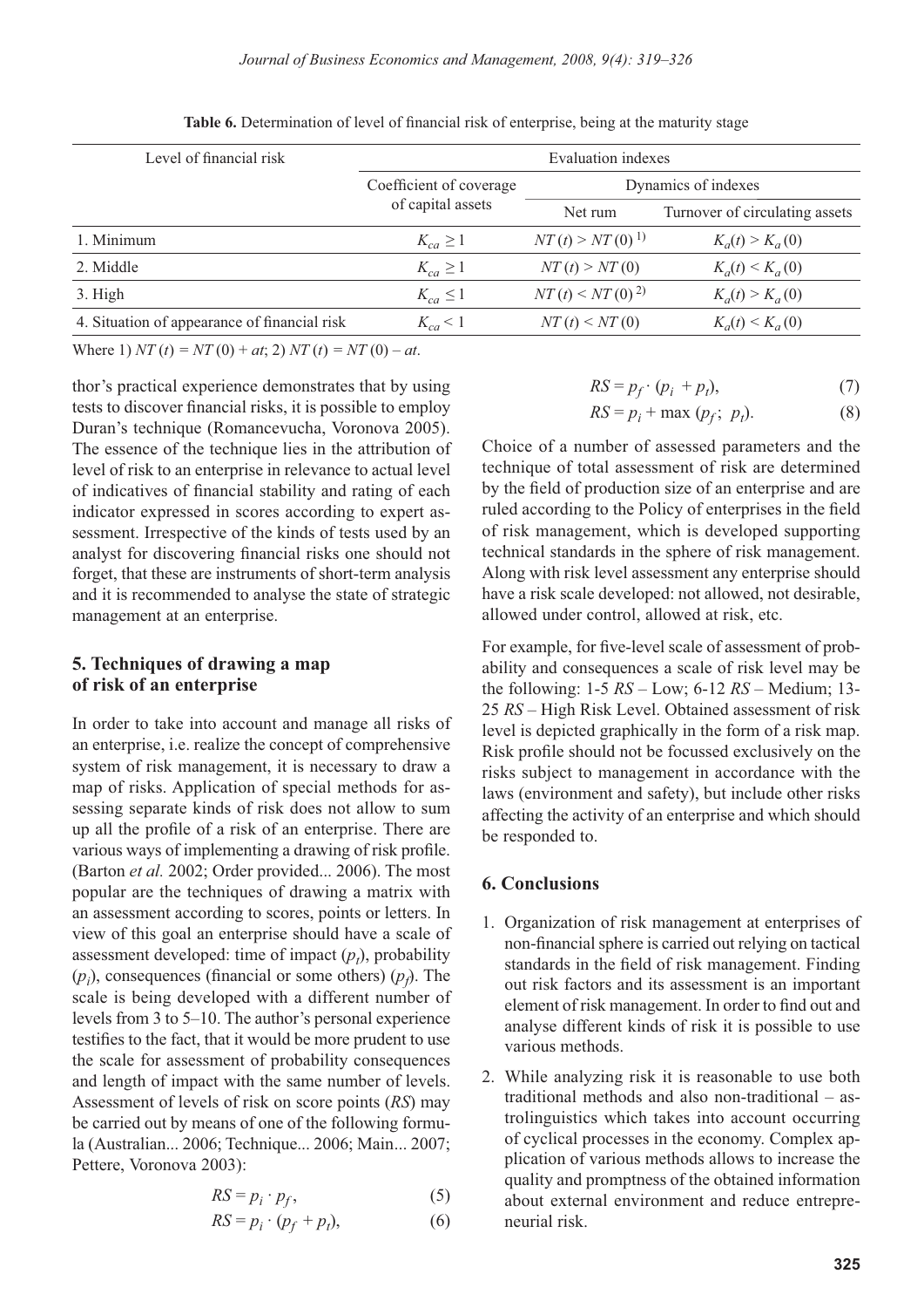**Table 6.** Determination of level of financial risk of enterprise, being at the maturity stage

| Level of financial risk | Evaluation indexes | | |
|---|---|---|---|
| | Coefficient of coverage of capital assets | Dynamics of indexes | |
| | | Net rum | Turnover of circulating assets |
| 1. Minimum | $K_{ca} \geq 1$ | $NT(t) > NT(0)$ [1)] | $K_a(t) > K_a(0)$ |
| 2. Middle | $K_{ca} \geq 1$ | $NT(t) > NT(0)$ | $K_a(t) < K_a(0)$ |
| 3. High | $K_{ca} \leq 1$ | $NT(t) < NT(0)$ [2)] | $K_a(t) > K_a(0)$ |
| 4. Situation of appearance of financial risk | $K_{ca} < 1$ | $NT(t) < NT(0)$ | $K_a(t) < K_a(0)$ |

Where 1) $NT(t) = NT(0) + at$; 2) $NT(t) = NT(0) - at$.

thor's practical experience demonstrates that by using tests to discover financial risks, it is possible to employ Duran's technique (Romancevucha, Voronova 2005). The essence of the technique lies in the attribution of level of risk to an enterprise in relevance to actual level of indicatives of financial stability and rating of each indicator expressed in scores according to expert assessment. Irrespective of the kinds of tests used by an analyst for discovering financial risks one should not forget, that these are instruments of short-term analysis and it is recommended to analyse the state of strategic management at an enterprise.

## 5. Techniques of drawing a map of risk of an enterprise

In order to take into account and manage all risks of an enterprise, i.e. realize the concept of comprehensive system of risk management, it is necessary to draw a map of risks. Application of special methods for assessing separate kinds of risk does not allow to sum up all the profile of a risk of an enterprise. There are various ways of implementing a drawing of risk profile. (Barton *et al.* 2002; Order provided... 2006). The most popular are the techniques of drawing a matrix with an assessment according to scores, points or letters. In view of this goal an enterprise should have a scale of assessment developed: time of impact ($p_t$), probability ($p_i$), consequences (financial or some others) ($p_f$). The scale is being developed with a different number of levels from 3 to 5–10. The author's personal experience testifies to the fact, that it would be more prudent to use the scale for assessment of probability consequences and length of impact with the same number of levels. Assessment of levels of risk on score points (*RS*) may be carried out by means of one of the following formula (Australian... 2006; Technique... 2006; Main... 2007; Pettere, Voronova 2003):

$$RS = p_i \cdot p_f, \tag{5}$$

$$RS = p_i \cdot (p_f + p_t), \tag{6}$$

$$RS = p_f \cdot (p_i + p_t), \tag{7}$$

$$RS = p_i + \max(p_f;\ p_t). \tag{8}$$

Choice of a number of assessed parameters and the technique of total assessment of risk are determined by the field of production size of an enterprise and are ruled according to the Policy of enterprises in the field of risk management, which is developed supporting technical standards in the sphere of risk management. Along with risk level assessment any enterprise should have a risk scale developed: not allowed, not desirable, allowed under control, allowed at risk, etc.

For example, for five-level scale of assessment of probability and consequences a scale of risk level may be the following: 1-5 *RS* – Low; 6-12 *RS* – Medium; 13-25 *RS* – High Risk Level. Obtained assessment of risk level is depicted graphically in the form of a risk map. Risk profile should not be focussed exclusively on the risks subject to management in accordance with the laws (environment and safety), but include other risks affecting the activity of an enterprise and which should be responded to.

## 6. Conclusions

1. Organization of risk management at enterprises of non-financial sphere is carried out relying on tactical standards in the field of risk management. Finding out risk factors and its assessment is an important element of risk management. In order to find out and analyse different kinds of risk it is possible to use various methods.
2. While analyzing risk it is reasonable to use both traditional methods and also non-traditional – astrolinguistics which takes into account occurring of cyclical processes in the economy. Complex application of various methods allows to increase the quality and promptness of the obtained information about external environment and reduce entrepreneurial risk.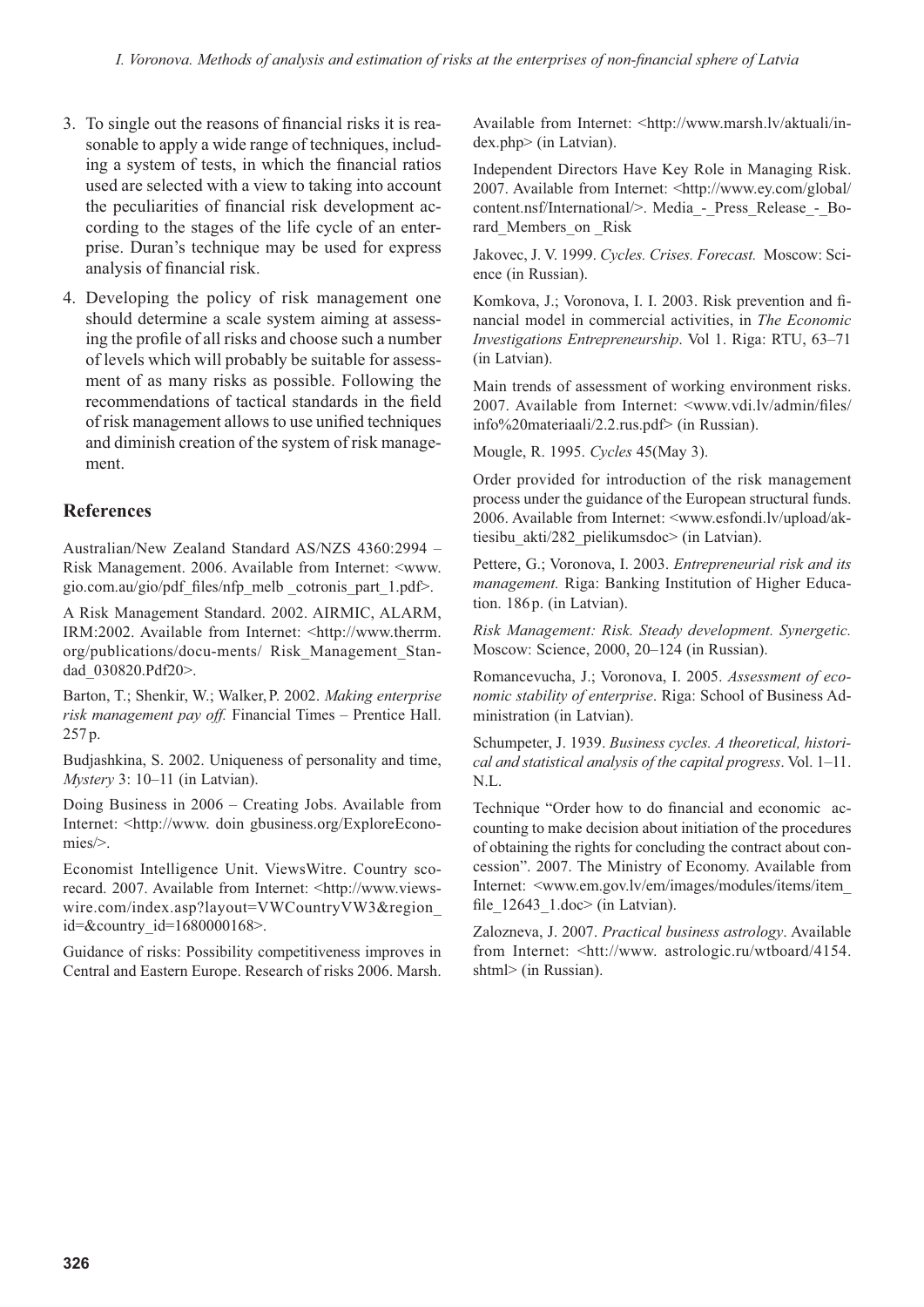3. To single out the reasons of financial risks it is reasonable to apply a wide range of techniques, including a system of tests, in which the financial ratios used are selected with a view to taking into account the peculiarities of financial risk development according to the stages of the life cycle of an enterprise. Duran's technique may be used for express analysis of financial risk.

4. Developing the policy of risk management one should determine a scale system aiming at assessing the profile of all risks and choose such a number of levels which will probably be suitable for assessment of as many risks as possible. Following the recommendations of tactical standards in the field of risk management allows to use unified techniques and diminish creation of the system of risk management.

## References

Australian/New Zealand Standard AS/NZS 4360:2994 – Risk Management. 2006. Available from Internet: <www.gio.com.au/gio/pdf_files/nfp_melb _cotronis_part_1.pdf>.

A Risk Management Standard. 2002. AIRMIC, ALARM, IRM:2002. Available from Internet: <http://www.therrm.org/publications/docu-ments/ Risk_Management_Standad_030820.Pdf20>.

Barton, T.; Shenkir, W.; Walker, P. 2002. *Making enterprise risk management pay off.* Financial Times – Prentice Hall. 257 p.

Budjashkina, S. 2002. Uniqueness of personality and time, *Mystery* 3: 10–11 (in Latvian).

Doing Business in 2006 – Creating Jobs. Available from Internet: <http://www. doin gbusiness.org/ExploreEconomies/>.

Economist Intelligence Unit. ViewsWitre. Country scorecard. 2007. Available from Internet: <http://www.viewswire.com/index.asp?layout=VWCountryVW3&region_id=&country_id=1680000168>.

Guidance of risks: Possibility competitiveness improves in Central and Eastern Europe. Research of risks 2006. Marsh. Available from Internet: <http://www.marsh.lv/aktuali/index.php> (in Latvian).

Independent Directors Have Key Role in Managing Risk. 2007. Available from Internet: <http://www.ey.com/global/content.nsf/International/>. Media_-_Press_Release_-_Borard_Members_on _Risk

Jakovec, J. V. 1999. *Cycles. Crises. Forecast.* Moscow: Science (in Russian).

Komkova, J.; Voronova, I. I. 2003. Risk prevention and financial model in commercial activities, in *The Economic Investigations Entrepreneurship*. Vol 1. Riga: RTU, 63–71 (in Latvian).

Main trends of assessment of working environment risks. 2007. Available from Internet: <www.vdi.lv/admin/files/info%20materiaali/2.2.rus.pdf> (in Russian).

Mougle, R. 1995. *Cycles* 45(May 3).

Order provided for introduction of the risk management process under the guidance of the European structural funds. 2006. Available from Internet: <www.esfondi.lv/upload/aktiesibu_akti/282_pielikumsdoc> (in Latvian).

Pettere, G.; Voronova, I. 2003. *Entrepreneurial risk and its management.* Riga: Banking Institution of Higher Education. 186 p. (in Latvian).

*Risk Management: Risk. Steady development. Synergetic.* Moscow: Science, 2000, 20–124 (in Russian).

Romancevucha, J.; Voronova, I. 2005. *Assessment of economic stability of enterprise*. Riga: School of Business Administration (in Latvian).

Schumpeter, J. 1939. *Business cycles. A theoretical, historical and statistical analysis of the capital progress*. Vol. 1–11. N.L.

Technique "Order how to do financial and economic accounting to make decision about initiation of the procedures of obtaining the rights for concluding the contract about concession". 2007. The Ministry of Economy. Available from Internet: <www.em.gov.lv/em/images/modules/items/item_file_12643_1.doc> (in Latvian).

Zalozneva, J. 2007. *Practical business astrology*. Available from Internet: <htt://www. astrologic.ru/wtboard/4154.shtml> (in Russian).